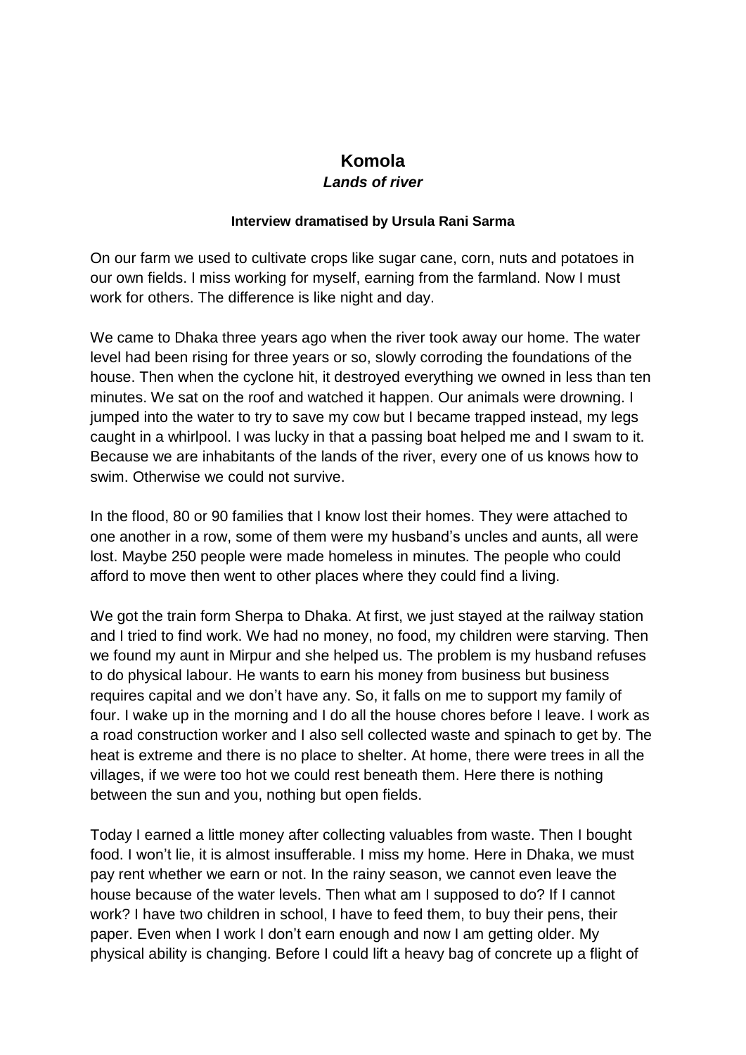# Komola

## *Lands of river*

**Interview dramatised by Ursula Rani Sarma**

On our farm we used to cultivate crops like sugar cane, corn, nuts and potatoes in our own fields. I miss working for myself, earning from the farmland. Now I must work for others. The difference is like night and day.

We came to Dhaka three years ago when the river took away our home. The water level had been rising for three years or so, slowly corroding the foundations of the house. Then when the cyclone hit, it destroyed everything we owned in less than ten minutes. We sat on the roof and watched it happen. Our animals were drowning. I jumped into the water to try to save my cow but I became trapped instead, my legs caught in a whirlpool. I was lucky in that a passing boat helped me and I swam to it. Because we are inhabitants of the lands of the river, every one of us knows how to swim. Otherwise we could not survive.

In the flood, 80 or 90 families that I know lost their homes. They were attached to one another in a row, some of them were my husband's uncles and aunts, all were lost. Maybe 250 people were made homeless in minutes. The people who could afford to move then went to other places where they could find a living.

We got the train form Sherpa to Dhaka. At first, we just stayed at the railway station and I tried to find work. We had no money, no food, my children were starving. Then we found my aunt in Mirpur and she helped us. The problem is my husband refuses to do physical labour. He wants to earn his money from business but business requires capital and we don't have any. So, it falls on me to support my family of four. I wake up in the morning and I do all the house chores before I leave. I work as a road construction worker and I also sell collected waste and spinach to get by. The heat is extreme and there is no place to shelter. At home, there were trees in all the villages, if we were too hot we could rest beneath them. Here there is nothing between the sun and you, nothing but open fields.

Today I earned a little money after collecting valuables from waste. Then I bought food. I won't lie, it is almost insufferable. I miss my home. Here in Dhaka, we must pay rent whether we earn or not. In the rainy season, we cannot even leave the house because of the water levels. Then what am I supposed to do? If I cannot work? I have two children in school, I have to feed them, to buy their pens, their paper. Even when I work I don't earn enough and now I am getting older. My physical ability is changing. Before I could lift a heavy bag of concrete up a flight of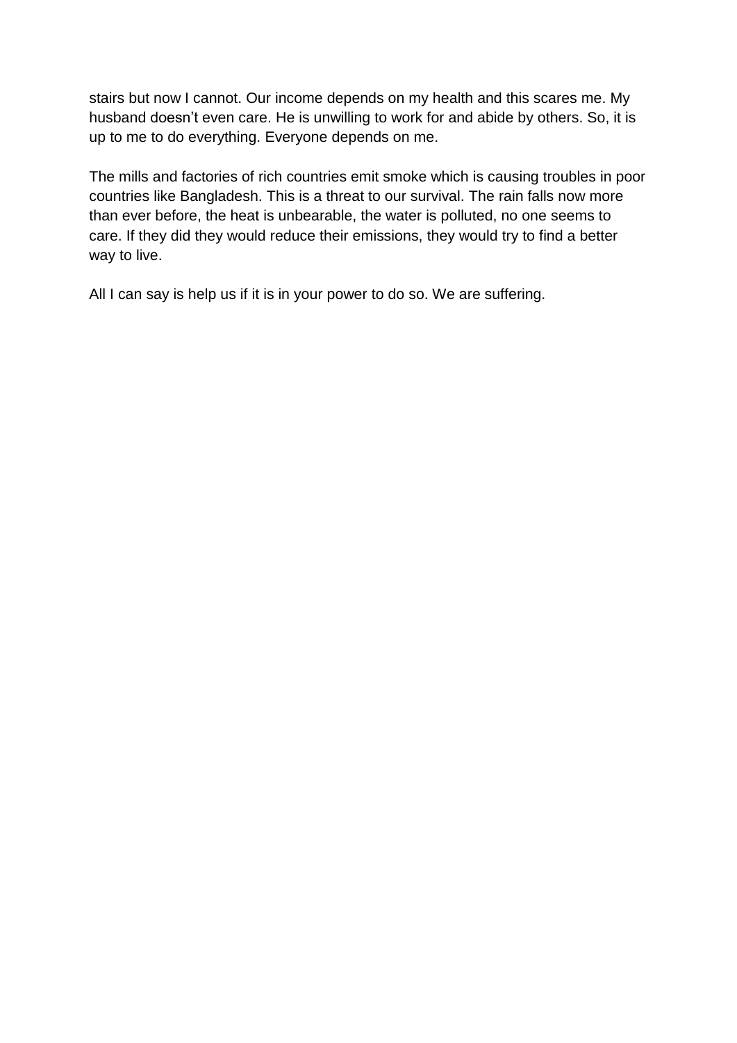stairs but now I cannot. Our income depends on my health and this scares me. My husband doesn't even care. He is unwilling to work for and abide by others. So, it is up to me to do everything. Everyone depends on me.

The mills and factories of rich countries emit smoke which is causing troubles in poor countries like Bangladesh. This is a threat to our survival. The rain falls now more than ever before, the heat is unbearable, the water is polluted, no one seems to care. If they did they would reduce their emissions, they would try to find a better way to live.

All I can say is help us if it is in your power to do so. We are suffering.